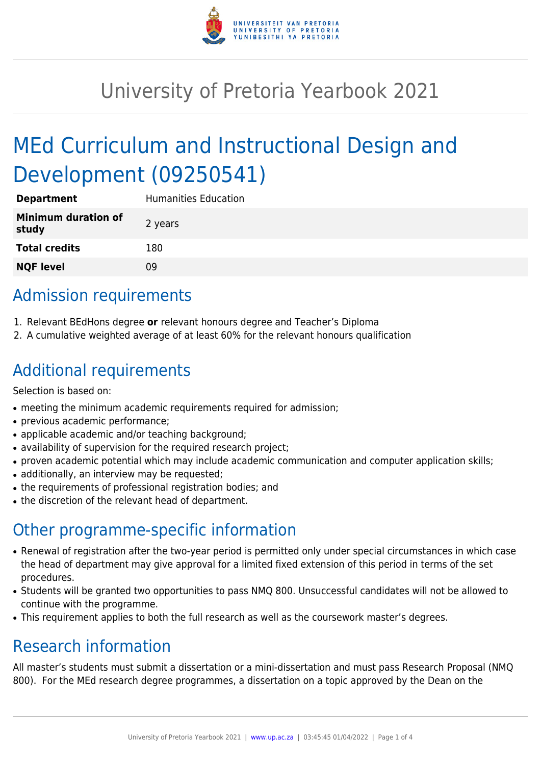# University of Pretoria Yearbook 2021

## MEd Curriculum and Instructional Design and Development (09250541)

| | |
|---|---|
| **Department** | Humanities Education |
| **Minimum duration of study** | 2 years |
| **Total credits** | 180 |
| **NQF level** | 09 |

## Admission requirements

1. Relevant BEdHons degree **or** relevant honours degree and Teacher's Diploma
2. A cumulative weighted average of at least 60% for the relevant honours qualification

## Additional requirements

Selection is based on:

- meeting the minimum academic requirements required for admission;
- previous academic performance;
- applicable academic and/or teaching background;
- availability of supervision for the required research project;
- proven academic potential which may include academic communication and computer application skills;
- additionally, an interview may be requested;
- the requirements of professional registration bodies; and
- the discretion of the relevant head of department.

## Other programme-specific information

- Renewal of registration after the two-year period is permitted only under special circumstances in which case the head of department may give approval for a limited fixed extension of this period in terms of the set procedures.
- Students will be granted two opportunities to pass NMQ 800. Unsuccessful candidates will not be allowed to continue with the programme.
- This requirement applies to both the full research as well as the coursework master's degrees.

## Research information

All master's students must submit a dissertation or a mini-dissertation and must pass Research Proposal (NMQ 800). For the MEd research degree programmes, a dissertation on a topic approved by the Dean on the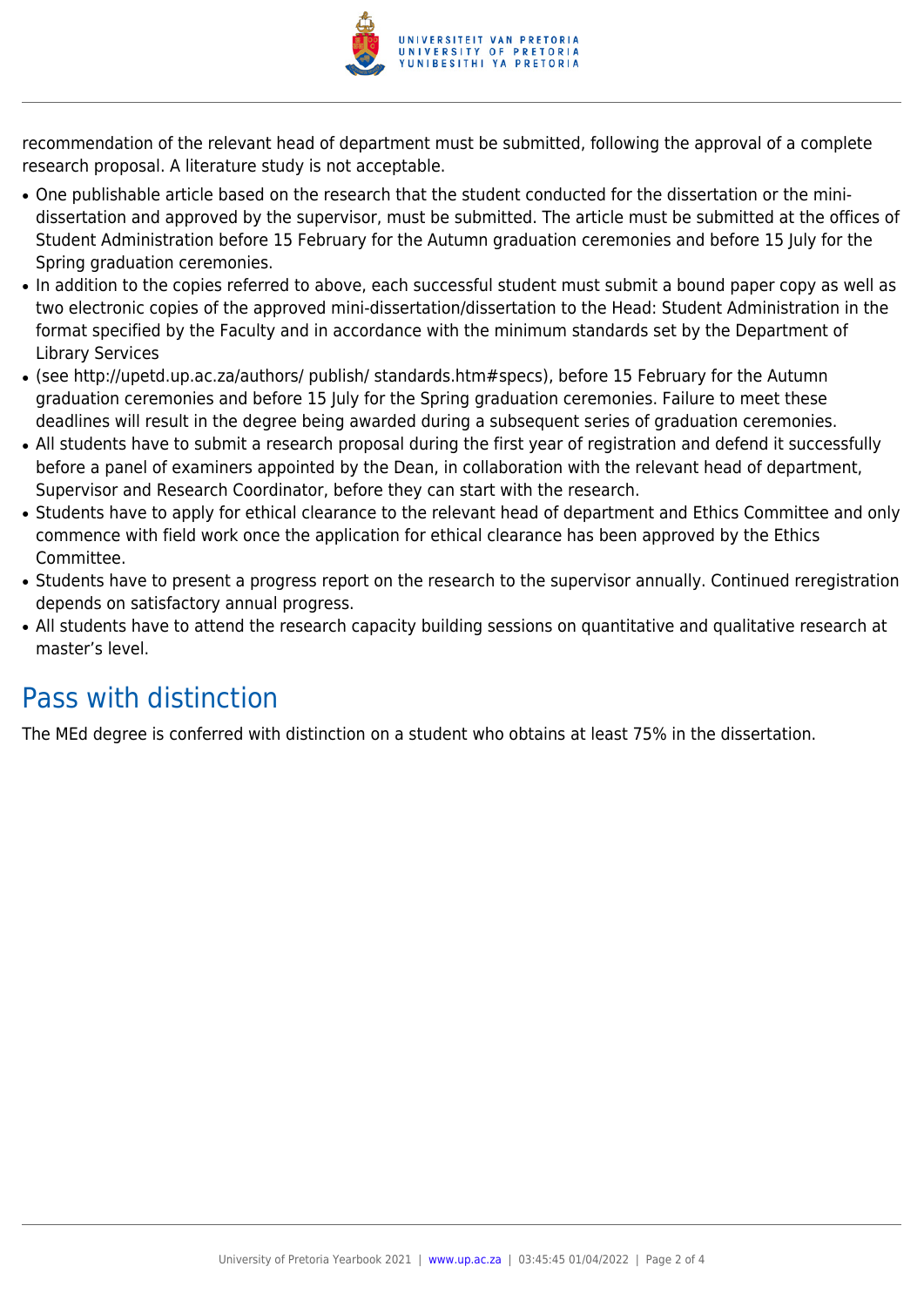recommendation of the relevant head of department must be submitted, following the approval of a complete research proposal. A literature study is not acceptable.

- One publishable article based on the research that the student conducted for the dissertation or the mini-dissertation and approved by the supervisor, must be submitted. The article must be submitted at the offices of Student Administration before 15 February for the Autumn graduation ceremonies and before 15 July for the Spring graduation ceremonies.
- In addition to the copies referred to above, each successful student must submit a bound paper copy as well as two electronic copies of the approved mini-dissertation/dissertation to the Head: Student Administration in the format specified by the Faculty and in accordance with the minimum standards set by the Department of Library Services
- (see http://upetd.up.ac.za/authors/ publish/ standards.htm#specs), before 15 February for the Autumn graduation ceremonies and before 15 July for the Spring graduation ceremonies. Failure to meet these deadlines will result in the degree being awarded during a subsequent series of graduation ceremonies.
- All students have to submit a research proposal during the first year of registration and defend it successfully before a panel of examiners appointed by the Dean, in collaboration with the relevant head of department, Supervisor and Research Coordinator, before they can start with the research.
- Students have to apply for ethical clearance to the relevant head of department and Ethics Committee and only commence with field work once the application for ethical clearance has been approved by the Ethics Committee.
- Students have to present a progress report on the research to the supervisor annually. Continued reregistration depends on satisfactory annual progress.
- All students have to attend the research capacity building sessions on quantitative and qualitative research at master's level.

## Pass with distinction

The MEd degree is conferred with distinction on a student who obtains at least 75% in the dissertation.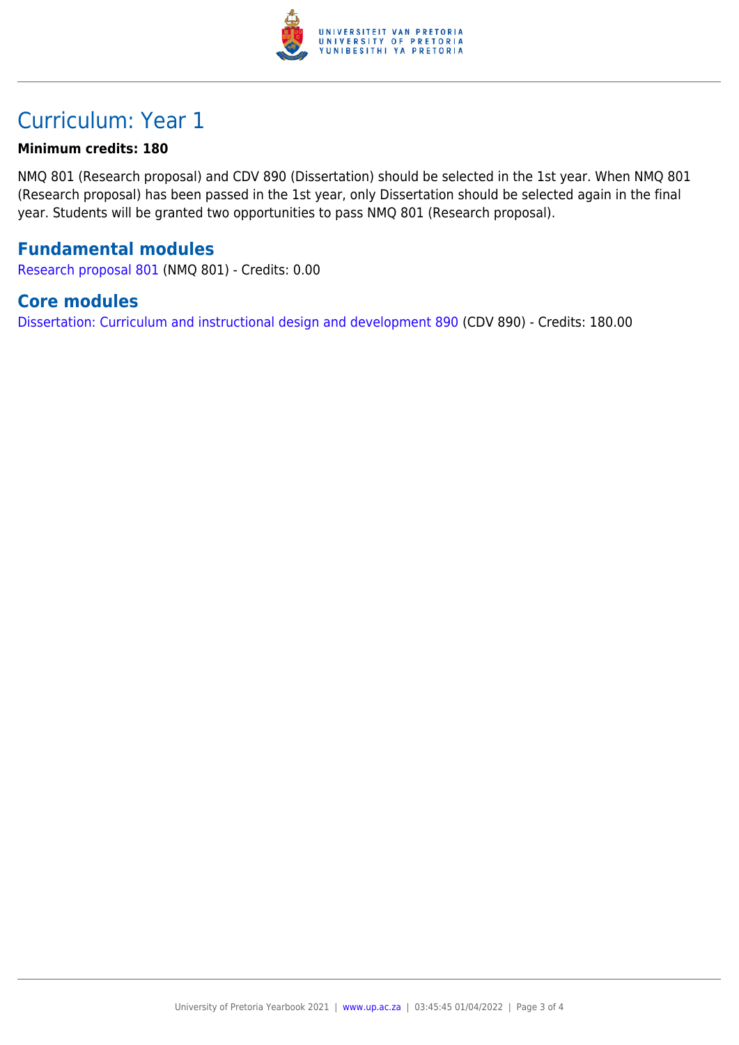# Curriculum: Year 1

**Minimum credits: 180**

NMQ 801 (Research proposal) and CDV 890 (Dissertation) should be selected in the 1st year. When NMQ 801 (Research proposal) has been passed in the 1st year, only Dissertation should be selected again in the final year. Students will be granted two opportunities to pass NMQ 801 (Research proposal).

## Fundamental modules

Research proposal 801 (NMQ 801) - Credits: 0.00

## Core modules

Dissertation: Curriculum and instructional design and development 890 (CDV 890) - Credits: 180.00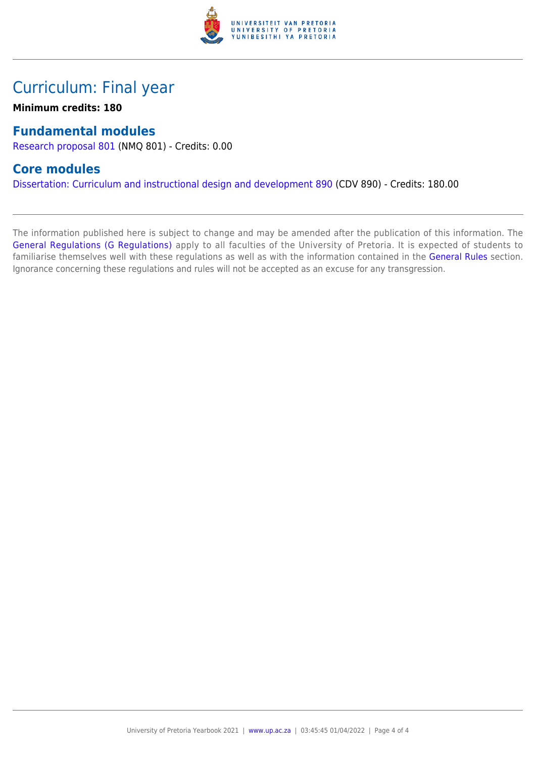# Curriculum: Final year

**Minimum credits: 180**

## Fundamental modules

Research proposal 801 (NMQ 801) - Credits: 0.00

## Core modules

Dissertation: Curriculum and instructional design and development 890 (CDV 890) - Credits: 180.00

The information published here is subject to change and may be amended after the publication of this information. The General Regulations (G Regulations) apply to all faculties of the University of Pretoria. It is expected of students to familiarise themselves well with these regulations as well as with the information contained in the General Rules section. Ignorance concerning these regulations and rules will not be accepted as an excuse for any transgression.